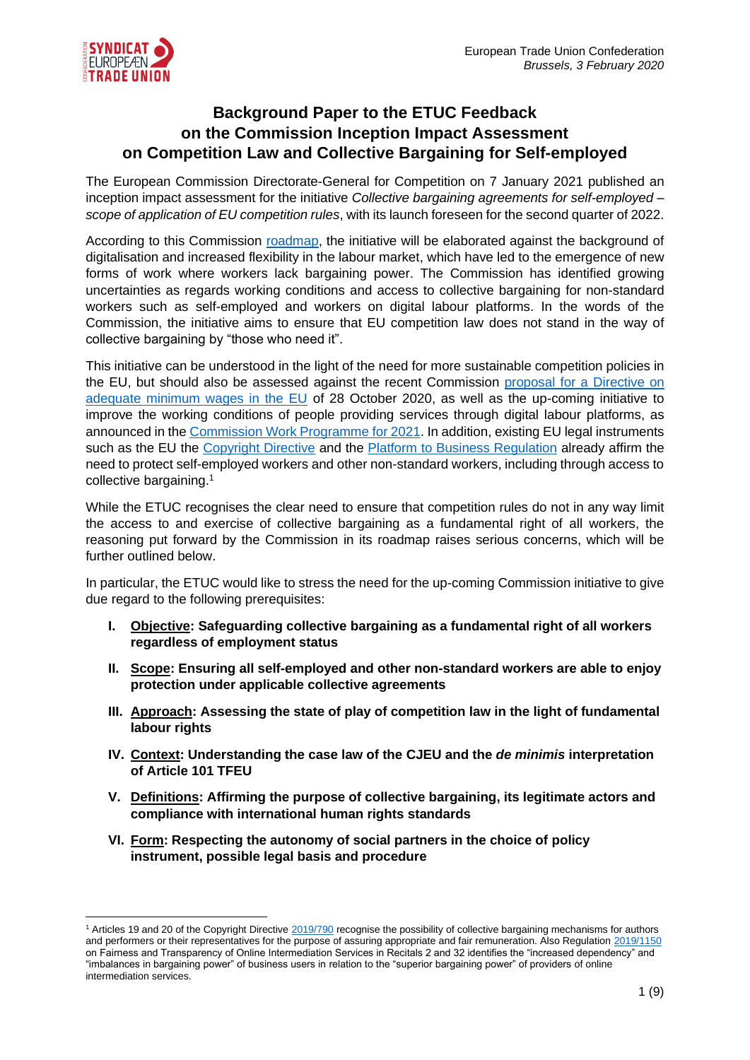European Trade Union Confederation
*Brussels, 3 February 2020*

# Background Paper to the ETUC Feedback on the Commission Inception Impact Assessment on Competition Law and Collective Bargaining for Self-employed

The European Commission Directorate-General for Competition on 7 January 2021 published an inception impact assessment for the initiative *Collective bargaining agreements for self-employed – scope of application of EU competition rules*, with its launch foreseen for the second quarter of 2022.

According to this Commission roadmap, the initiative will be elaborated against the background of digitalisation and increased flexibility in the labour market, which have led to the emergence of new forms of work where workers lack bargaining power. The Commission has identified growing uncertainties as regards working conditions and access to collective bargaining for non-standard workers such as self-employed and workers on digital labour platforms. In the words of the Commission, the initiative aims to ensure that EU competition law does not stand in the way of collective bargaining by "those who need it".

This initiative can be understood in the light of the need for more sustainable competition policies in the EU, but should also be assessed against the recent Commission proposal for a Directive on adequate minimum wages in the EU of 28 October 2020, as well as the up-coming initiative to improve the working conditions of people providing services through digital labour platforms, as announced in the Commission Work Programme for 2021. In addition, existing EU legal instruments such as the EU the Copyright Directive and the Platform to Business Regulation already affirm the need to protect self-employed workers and other non-standard workers, including through access to collective bargaining.[1]

While the ETUC recognises the clear need to ensure that competition rules do not in any way limit the access to and exercise of collective bargaining as a fundamental right of all workers, the reasoning put forward by the Commission in its roadmap raises serious concerns, which will be further outlined below.

In particular, the ETUC would like to stress the need for the up-coming Commission initiative to give due regard to the following prerequisites:

- **I. Objective: Safeguarding collective bargaining as a fundamental right of all workers regardless of employment status**
- **II. Scope: Ensuring all self-employed and other non-standard workers are able to enjoy protection under applicable collective agreements**
- **III. Approach: Assessing the state of play of competition law in the light of fundamental labour rights**
- **IV. Context: Understanding the case law of the CJEU and the *de minimis* interpretation of Article 101 TFEU**
- **V. Definitions: Affirming the purpose of collective bargaining, its legitimate actors and compliance with international human rights standards**
- **VI. Form: Respecting the autonomy of social partners in the choice of policy instrument, possible legal basis and procedure**

---

[1] Articles 19 and 20 of the Copyright Directive 2019/790 recognise the possibility of collective bargaining mechanisms for authors and performers or their representatives for the purpose of assuring appropriate and fair remuneration. Also Regulation 2019/1150 on Fairness and Transparency of Online Intermediation Services in Recitals 2 and 32 identifies the "increased dependency" and "imbalances in bargaining power" of business users in relation to the "superior bargaining power" of providers of online intermediation services.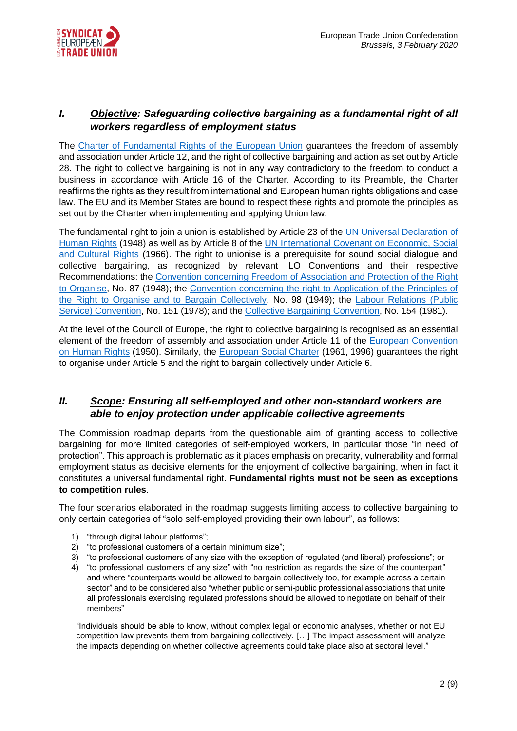## I. *Objective: Safeguarding collective bargaining as a fundamental right of all workers regardless of employment status*

The Charter of Fundamental Rights of the European Union guarantees the freedom of assembly and association under Article 12, and the right of collective bargaining and action as set out by Article 28. The right to collective bargaining is not in any way contradictory to the freedom to conduct a business in accordance with Article 16 of the Charter. According to its Preamble, the Charter reaffirms the rights as they result from international and European human rights obligations and case law. The EU and its Member States are bound to respect these rights and promote the principles as set out by the Charter when implementing and applying Union law.

The fundamental right to join a union is established by Article 23 of the UN Universal Declaration of Human Rights (1948) as well as by Article 8 of the UN International Covenant on Economic, Social and Cultural Rights (1966). The right to unionise is a prerequisite for sound social dialogue and collective bargaining, as recognized by relevant ILO Conventions and their respective Recommendations: the Convention concerning Freedom of Association and Protection of the Right to Organise, No. 87 (1948); the Convention concerning the right to Application of the Principles of the Right to Organise and to Bargain Collectively, No. 98 (1949); the Labour Relations (Public Service) Convention, No. 151 (1978); and the Collective Bargaining Convention, No. 154 (1981).

At the level of the Council of Europe, the right to collective bargaining is recognised as an essential element of the freedom of assembly and association under Article 11 of the European Convention on Human Rights (1950). Similarly, the European Social Charter (1961, 1996) guarantees the right to organise under Article 5 and the right to bargain collectively under Article 6.

## II. *Scope: Ensuring all self-employed and other non-standard workers are able to enjoy protection under applicable collective agreements*

The Commission roadmap departs from the questionable aim of granting access to collective bargaining for more limited categories of self-employed workers, in particular those "in need of protection". This approach is problematic as it places emphasis on precarity, vulnerability and formal employment status as decisive elements for the enjoyment of collective bargaining, when in fact it constitutes a universal fundamental right. **Fundamental rights must not be seen as exceptions to competition rules**.

The four scenarios elaborated in the roadmap suggests limiting access to collective bargaining to only certain categories of "solo self-employed providing their own labour", as follows:

1) "through digital labour platforms";
2) "to professional customers of a certain minimum size";
3) "to professional customers of any size with the exception of regulated (and liberal) professions"; or
4) "to professional customers of any size" with "no restriction as regards the size of the counterpart" and where "counterparts would be allowed to bargain collectively too, for example across a certain sector" and to be considered also "whether public or semi-public professional associations that unite all professionals exercising regulated professions should be allowed to negotiate on behalf of their members"

> "Individuals should be able to know, without complex legal or economic analyses, whether or not EU competition law prevents them from bargaining collectively. […] The impact assessment will analyze the impacts depending on whether collective agreements could take place also at sectoral level."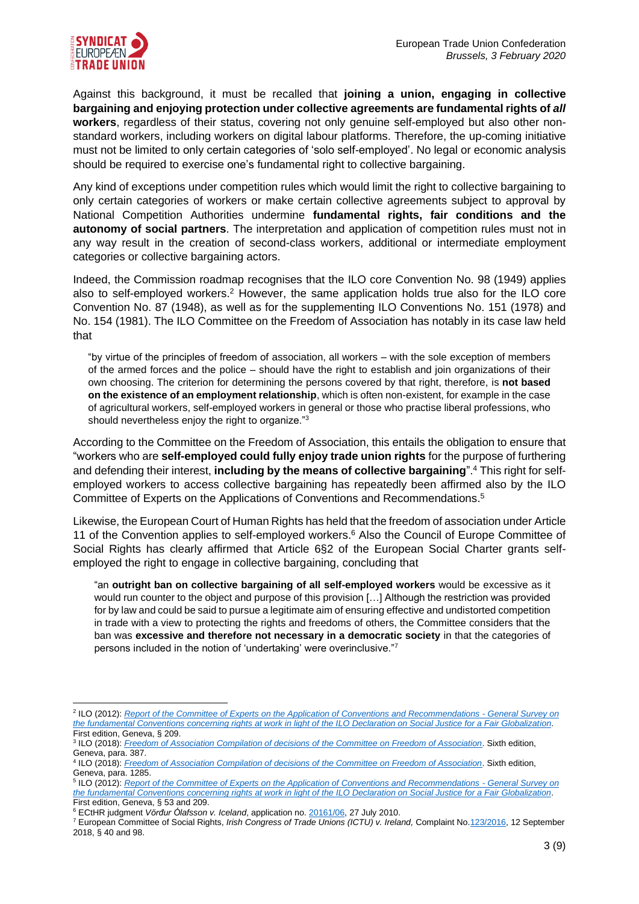Against this background, it must be recalled that **joining a union, engaging in collective bargaining and enjoying protection under collective agreements are fundamental rights of *all* workers**, regardless of their status, covering not only genuine self-employed but also other non-standard workers, including workers on digital labour platforms. Therefore, the up-coming initiative must not be limited to only certain categories of 'solo self-employed'. No legal or economic analysis should be required to exercise one's fundamental right to collective bargaining.

Any kind of exceptions under competition rules which would limit the right to collective bargaining to only certain categories of workers or make certain collective agreements subject to approval by National Competition Authorities undermine **fundamental rights, fair conditions and the autonomy of social partners**. The interpretation and application of competition rules must not in any way result in the creation of second-class workers, additional or intermediate employment categories or collective bargaining actors.

Indeed, the Commission roadmap recognises that the ILO core Convention No. 98 (1949) applies also to self-employed workers.[2] However, the same application holds true also for the ILO core Convention No. 87 (1948), as well as for the supplementing ILO Conventions No. 151 (1978) and No. 154 (1981). The ILO Committee on the Freedom of Association has notably in its case law held that

> "by virtue of the principles of freedom of association, all workers – with the sole exception of members of the armed forces and the police – should have the right to establish and join organizations of their own choosing. The criterion for determining the persons covered by that right, therefore, is **not based on the existence of an employment relationship**, which is often non-existent, for example in the case of agricultural workers, self-employed workers in general or those who practise liberal professions, who should nevertheless enjoy the right to organize."[3]

According to the Committee on the Freedom of Association, this entails the obligation to ensure that "workers who are **self-employed could fully enjoy trade union rights** for the purpose of furthering and defending their interest, **including by the means of collective bargaining**".[4] This right for self-employed workers to access collective bargaining has repeatedly been affirmed also by the ILO Committee of Experts on the Applications of Conventions and Recommendations.[5]

Likewise, the European Court of Human Rights has held that the freedom of association under Article 11 of the Convention applies to self-employed workers.[6] Also the Council of Europe Committee of Social Rights has clearly affirmed that Article 6§2 of the European Social Charter grants self-employed the right to engage in collective bargaining, concluding that

> "an **outright ban on collective bargaining of all self-employed workers** would be excessive as it would run counter to the object and purpose of this provision […] Although the restriction was provided for by law and could be said to pursue a legitimate aim of ensuring effective and undistorted competition in trade with a view to protecting the rights and freedoms of others, the Committee considers that the ban was **excessive and therefore not necessary in a democratic society** in that the categories of persons included in the notion of 'undertaking' were overinclusive."[7]

---

[2] ILO (2012): *Report of the Committee of Experts on the Application of Conventions and Recommendations - General Survey on the fundamental Conventions concerning rights at work in light of the ILO Declaration on Social Justice for a Fair Globalization*. First edition, Geneva, § 209.

[3] ILO (2018): *Freedom of Association Compilation of decisions of the Committee on Freedom of Association*. Sixth edition, Geneva, para. 387.

[4] ILO (2018): *Freedom of Association Compilation of decisions of the Committee on Freedom of Association*. Sixth edition, Geneva, para. 1285.

[5] ILO (2012): *Report of the Committee of Experts on the Application of Conventions and Recommendations - General Survey on the fundamental Conventions concerning rights at work in light of the ILO Declaration on Social Justice for a Fair Globalization*. First edition, Geneva, § 53 and 209.

[6] ECtHR judgment *Vörður Ólafsson v. Iceland*, application no. 20161/06, 27 July 2010.

[7] European Committee of Social Rights, *Irish Congress of Trade Unions (ICTU) v. Ireland,* Complaint No.123/2016, 12 September 2018, § 40 and 98.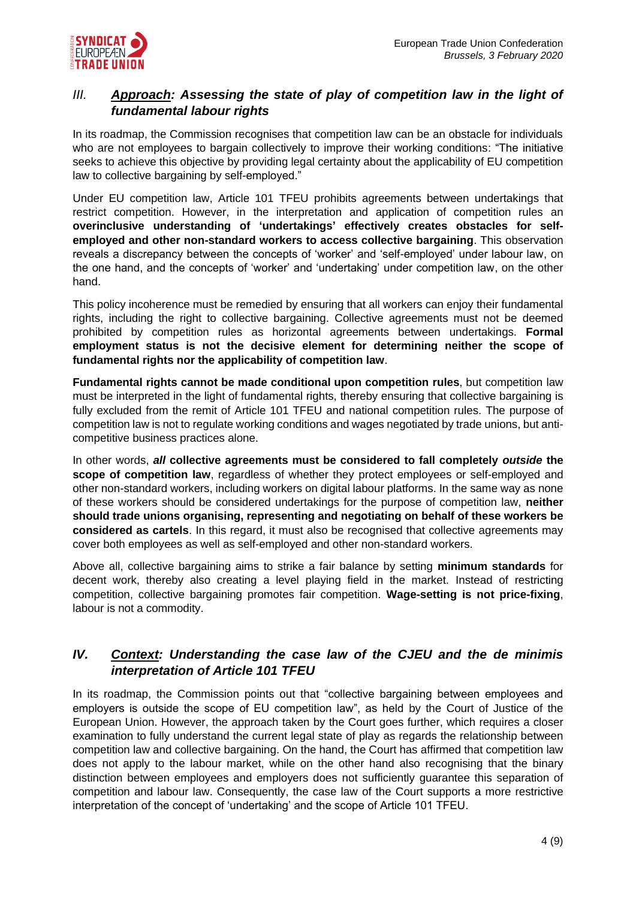## *III.* ***Approach: Assessing the state of play of competition law in the light of fundamental labour rights***

In its roadmap, the Commission recognises that competition law can be an obstacle for individuals who are not employees to bargain collectively to improve their working conditions: "The initiative seeks to achieve this objective by providing legal certainty about the applicability of EU competition law to collective bargaining by self-employed."

Under EU competition law, Article 101 TFEU prohibits agreements between undertakings that restrict competition. However, in the interpretation and application of competition rules an **overinclusive understanding of 'undertakings' effectively creates obstacles for self-employed and other non-standard workers to access collective bargaining**. This observation reveals a discrepancy between the concepts of 'worker' and 'self-employed' under labour law, on the one hand, and the concepts of 'worker' and 'undertaking' under competition law, on the other hand.

This policy incoherence must be remedied by ensuring that all workers can enjoy their fundamental rights, including the right to collective bargaining. Collective agreements must not be deemed prohibited by competition rules as horizontal agreements between undertakings. **Formal employment status is not the decisive element for determining neither the scope of fundamental rights nor the applicability of competition law**.

**Fundamental rights cannot be made conditional upon competition rules**, but competition law must be interpreted in the light of fundamental rights, thereby ensuring that collective bargaining is fully excluded from the remit of Article 101 TFEU and national competition rules. The purpose of competition law is not to regulate working conditions and wages negotiated by trade unions, but anti-competitive business practices alone.

In other words, ***all*** **collective agreements must be considered to fall completely *outside* the scope of competition law**, regardless of whether they protect employees or self-employed and other non-standard workers, including workers on digital labour platforms. In the same way as none of these workers should be considered undertakings for the purpose of competition law, **neither should trade unions organising, representing and negotiating on behalf of these workers be considered as cartels**. In this regard, it must also be recognised that collective agreements may cover both employees as well as self-employed and other non-standard workers.

Above all, collective bargaining aims to strike a fair balance by setting **minimum standards** for decent work, thereby also creating a level playing field in the market. Instead of restricting competition, collective bargaining promotes fair competition. **Wage-setting is not price-fixing**, labour is not a commodity.

## ***IV. Context: Understanding the case law of the CJEU and the de minimis interpretation of Article 101 TFEU***

In its roadmap, the Commission points out that "collective bargaining between employees and employers is outside the scope of EU competition law", as held by the Court of Justice of the European Union. However, the approach taken by the Court goes further, which requires a closer examination to fully understand the current legal state of play as regards the relationship between competition law and collective bargaining. On the hand, the Court has affirmed that competition law does not apply to the labour market, while on the other hand also recognising that the binary distinction between employees and employers does not sufficiently guarantee this separation of competition and labour law. Consequently, the case law of the Court supports a more restrictive interpretation of the concept of 'undertaking' and the scope of Article 101 TFEU.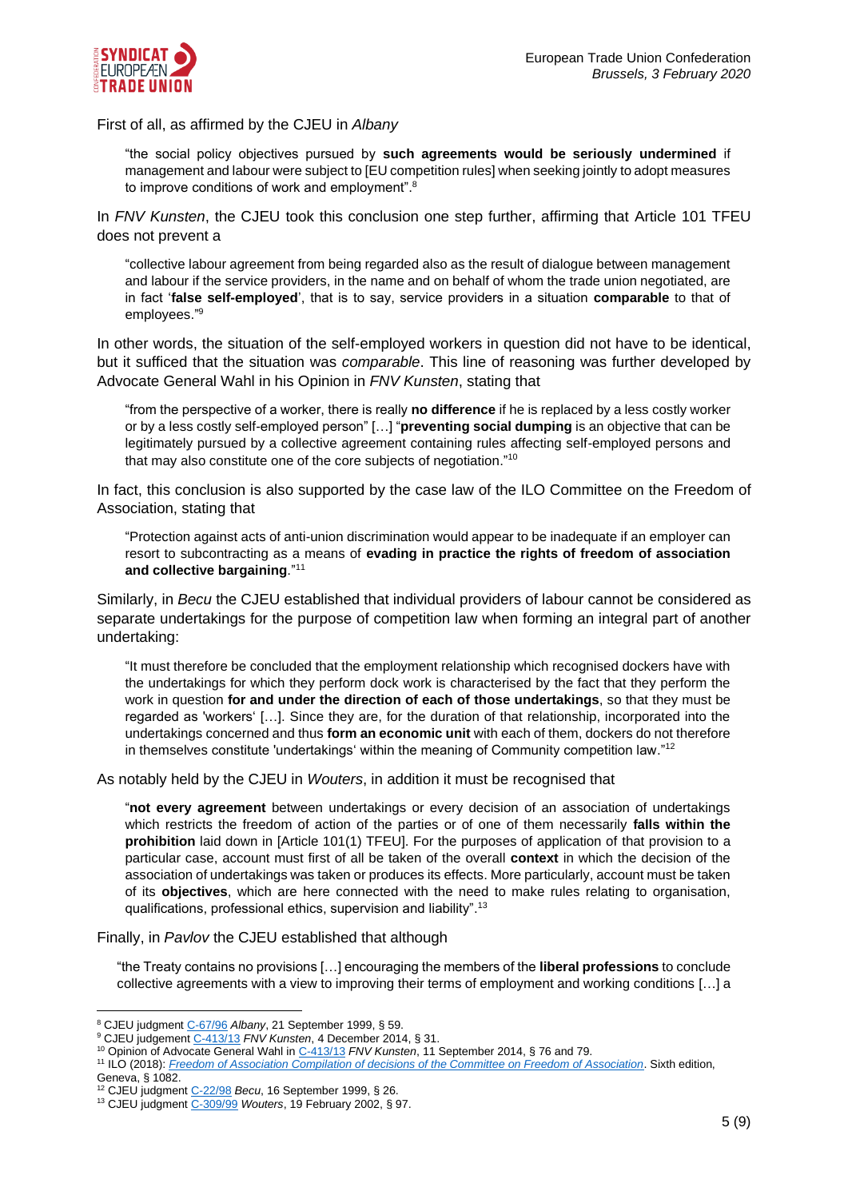First of all, as affirmed by the CJEU in *Albany*

> "the social policy objectives pursued by **such agreements would be seriously undermined** if management and labour were subject to [EU competition rules] when seeking jointly to adopt measures to improve conditions of work and employment".[8]

In *FNV Kunsten*, the CJEU took this conclusion one step further, affirming that Article 101 TFEU does not prevent a

> "collective labour agreement from being regarded also as the result of dialogue between management and labour if the service providers, in the name and on behalf of whom the trade union negotiated, are in fact '**false self-employed**', that is to say, service providers in a situation **comparable** to that of employees."[9]

In other words, the situation of the self-employed workers in question did not have to be identical, but it sufficed that the situation was *comparable*. This line of reasoning was further developed by Advocate General Wahl in his Opinion in *FNV Kunsten*, stating that

> "from the perspective of a worker, there is really **no difference** if he is replaced by a less costly worker or by a less costly self-employed person" […] "**preventing social dumping** is an objective that can be legitimately pursued by a collective agreement containing rules affecting self-employed persons and that may also constitute one of the core subjects of negotiation."[10]

In fact, this conclusion is also supported by the case law of the ILO Committee on the Freedom of Association, stating that

> "Protection against acts of anti-union discrimination would appear to be inadequate if an employer can resort to subcontracting as a means of **evading in practice the rights of freedom of association and collective bargaining**."[11]

Similarly, in *Becu* the CJEU established that individual providers of labour cannot be considered as separate undertakings for the purpose of competition law when forming an integral part of another undertaking:

> "It must therefore be concluded that the employment relationship which recognised dockers have with the undertakings for which they perform dock work is characterised by the fact that they perform the work in question **for and under the direction of each of those undertakings**, so that they must be regarded as 'workers' […]. Since they are, for the duration of that relationship, incorporated into the undertakings concerned and thus **form an economic unit** with each of them, dockers do not therefore in themselves constitute 'undertakings' within the meaning of Community competition law."[12]

As notably held by the CJEU in *Wouters*, in addition it must be recognised that

> "**not every agreement** between undertakings or every decision of an association of undertakings which restricts the freedom of action of the parties or of one of them necessarily **falls within the prohibition** laid down in [Article 101(1) TFEU]. For the purposes of application of that provision to a particular case, account must first of all be taken of the overall **context** in which the decision of the association of undertakings was taken or produces its effects. More particularly, account must be taken of its **objectives**, which are here connected with the need to make rules relating to organisation, qualifications, professional ethics, supervision and liability".[13]

Finally, in *Pavlov* the CJEU established that although

> "the Treaty contains no provisions […] encouraging the members of the **liberal professions** to conclude collective agreements with a view to improving their terms of employment and working conditions […] a

---

[8] CJEU judgment C-67/96 *Albany*, 21 September 1999, § 59.
[9] CJEU judgement C-413/13 *FNV Kunsten*, 4 December 2014, § 31.
[10] Opinion of Advocate General Wahl in C-413/13 *FNV Kunsten*, 11 September 2014, § 76 and 79.
[11] ILO (2018): *Freedom of Association Compilation of decisions of the Committee on Freedom of Association*. Sixth edition, Geneva, § 1082.
[12] CJEU judgment C-22/98 *Becu*, 16 September 1999, § 26.
[13] CJEU judgment C-309/99 *Wouters*, 19 February 2002, § 97.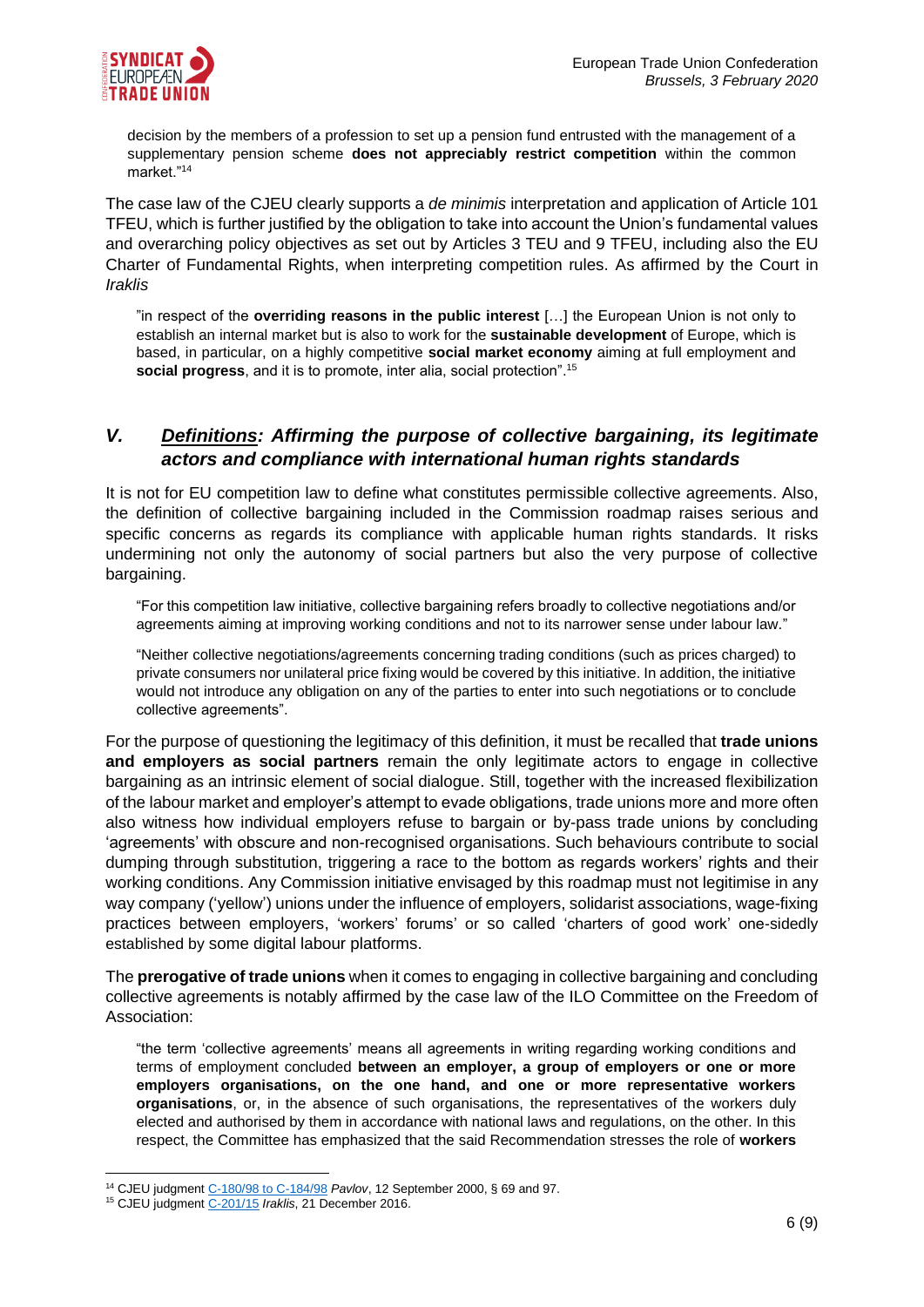> decision by the members of a profession to set up a pension fund entrusted with the management of a supplementary pension scheme **does not appreciably restrict competition** within the common market."[14]

The case law of the CJEU clearly supports a *de minimis* interpretation and application of Article 101 TFEU, which is further justified by the obligation to take into account the Union's fundamental values and overarching policy objectives as set out by Articles 3 TEU and 9 TFEU, including also the EU Charter of Fundamental Rights, when interpreting competition rules. As affirmed by the Court in *Iraklis*

> "in respect of the **overriding reasons in the public interest** […] the European Union is not only to establish an internal market but is also to work for the **sustainable development** of Europe, which is based, in particular, on a highly competitive **social market economy** aiming at full employment and **social progress**, and it is to promote, inter alia, social protection".[15]

## *V. Definitions: Affirming the purpose of collective bargaining, its legitimate actors and compliance with international human rights standards*

It is not for EU competition law to define what constitutes permissible collective agreements. Also, the definition of collective bargaining included in the Commission roadmap raises serious and specific concerns as regards its compliance with applicable human rights standards. It risks undermining not only the autonomy of social partners but also the very purpose of collective bargaining.

> "For this competition law initiative, collective bargaining refers broadly to collective negotiations and/or agreements aiming at improving working conditions and not to its narrower sense under labour law."

> "Neither collective negotiations/agreements concerning trading conditions (such as prices charged) to private consumers nor unilateral price fixing would be covered by this initiative. In addition, the initiative would not introduce any obligation on any of the parties to enter into such negotiations or to conclude collective agreements".

For the purpose of questioning the legitimacy of this definition, it must be recalled that **trade unions and employers as social partners** remain the only legitimate actors to engage in collective bargaining as an intrinsic element of social dialogue. Still, together with the increased flexibilization of the labour market and employer's attempt to evade obligations, trade unions more and more often also witness how individual employers refuse to bargain or by-pass trade unions by concluding 'agreements' with obscure and non-recognised organisations. Such behaviours contribute to social dumping through substitution, triggering a race to the bottom as regards workers' rights and their working conditions. Any Commission initiative envisaged by this roadmap must not legitimise in any way company ('yellow') unions under the influence of employers, solidarist associations, wage-fixing practices between employers, 'workers' forums' or so called 'charters of good work' one-sidedly established by some digital labour platforms.

The **prerogative of trade unions** when it comes to engaging in collective bargaining and concluding collective agreements is notably affirmed by the case law of the ILO Committee on the Freedom of Association:

> "the term 'collective agreements' means all agreements in writing regarding working conditions and terms of employment concluded **between an employer, a group of employers or one or more employers organisations, on the one hand, and one or more representative workers organisations**, or, in the absence of such organisations, the representatives of the workers duly elected and authorised by them in accordance with national laws and regulations, on the other. In this respect, the Committee has emphasized that the said Recommendation stresses the role of **workers**

---

[14] CJEU judgment C-180/98 to C-184/98 *Pavlov*, 12 September 2000, § 69 and 97.

[15] CJEU judgment C-201/15 *Iraklis*, 21 December 2016.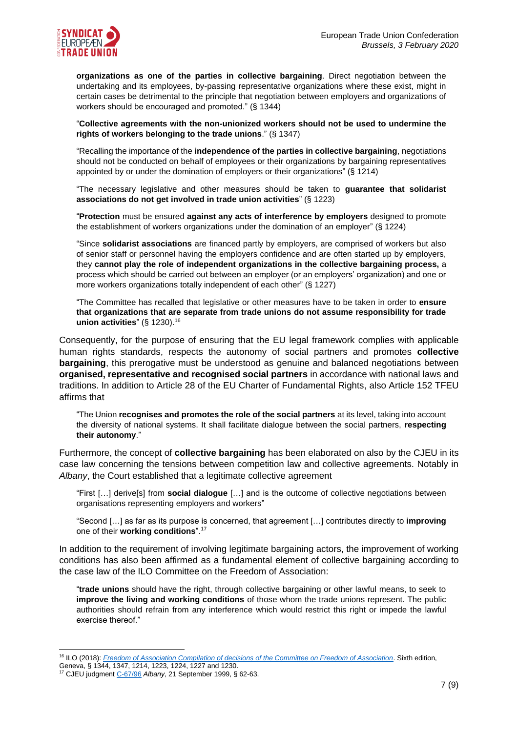> **organizations as one of the parties in collective bargaining**. Direct negotiation between the undertaking and its employees, by-passing representative organizations where these exist, might in certain cases be detrimental to the principle that negotiation between employers and organizations of workers should be encouraged and promoted." (§ 1344)

> "**Collective agreements with the non-unionized workers should not be used to undermine the rights of workers belonging to the trade unions**." (§ 1347)

> "Recalling the importance of the **independence of the parties in collective bargaining**, negotiations should not be conducted on behalf of employees or their organizations by bargaining representatives appointed by or under the domination of employers or their organizations" (§ 1214)

> "The necessary legislative and other measures should be taken to **guarantee that solidarist associations do not get involved in trade union activities**" (§ 1223)

> "**Protection** must be ensured **against any acts of interference by employers** designed to promote the establishment of workers organizations under the domination of an employer" (§ 1224)

> "Since **solidarist associations** are financed partly by employers, are comprised of workers but also of senior staff or personnel having the employers confidence and are often started up by employers, they **cannot play the role of independent organizations in the collective bargaining process,** a process which should be carried out between an employer (or an employers' organization) and one or more workers organizations totally independent of each other" (§ 1227)

> "The Committee has recalled that legislative or other measures have to be taken in order to **ensure that organizations that are separate from trade unions do not assume responsibility for trade union activities**" (§ 1230).[16]

Consequently, for the purpose of ensuring that the EU legal framework complies with applicable human rights standards, respects the autonomy of social partners and promotes **collective bargaining**, this prerogative must be understood as genuine and balanced negotiations between **organised, representative and recognised social partners** in accordance with national laws and traditions. In addition to Article 28 of the EU Charter of Fundamental Rights, also Article 152 TFEU affirms that

> "The Union **recognises and promotes the role of the social partners** at its level, taking into account the diversity of national systems. It shall facilitate dialogue between the social partners, **respecting their autonomy**."

Furthermore, the concept of **collective bargaining** has been elaborated on also by the CJEU in its case law concerning the tensions between competition law and collective agreements. Notably in *Albany*, the Court established that a legitimate collective agreement

> "First […] derive[s] from **social dialogue** […] and is the outcome of collective negotiations between organisations representing employers and workers"

> "Second […] as far as its purpose is concerned, that agreement […] contributes directly to **improving** one of their **working conditions**".[17]

In addition to the requirement of involving legitimate bargaining actors, the improvement of working conditions has also been affirmed as a fundamental element of collective bargaining according to the case law of the ILO Committee on the Freedom of Association:

> "**trade unions** should have the right, through collective bargaining or other lawful means, to seek to **improve the living and working conditions** of those whom the trade unions represent. The public authorities should refrain from any interference which would restrict this right or impede the lawful exercise thereof."

---

[16] ILO (2018): *Freedom of Association Compilation of decisions of the Committee on Freedom of Association*. Sixth edition, Geneva, § 1344, 1347, 1214, 1223, 1224, 1227 and 1230.

[17] CJEU judgment C-67/96 *Albany*, 21 September 1999, § 62-63.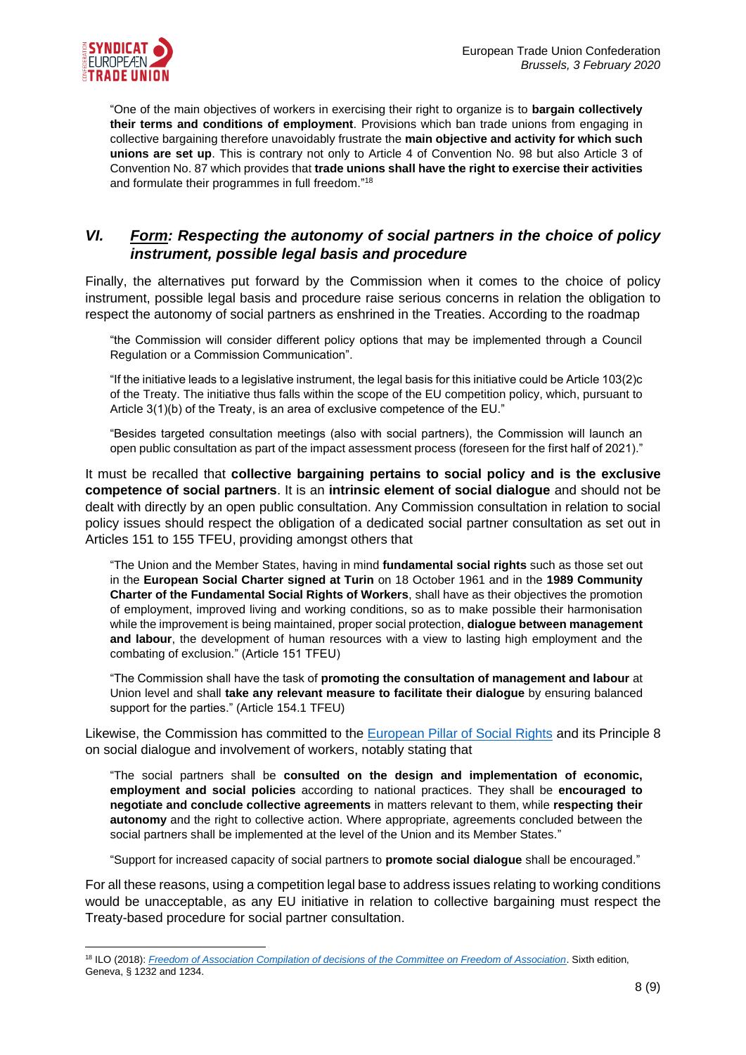> "One of the main objectives of workers in exercising their right to organize is to **bargain collectively their terms and conditions of employment**. Provisions which ban trade unions from engaging in collective bargaining therefore unavoidably frustrate the **main objective and activity for which such unions are set up**. This is contrary not only to Article 4 of Convention No. 98 but also Article 3 of Convention No. 87 which provides that **trade unions shall have the right to exercise their activities** and formulate their programmes in full freedom."[18]

## *VI. <u>Form</u>: Respecting the autonomy of social partners in the choice of policy instrument, possible legal basis and procedure*

Finally, the alternatives put forward by the Commission when it comes to the choice of policy instrument, possible legal basis and procedure raise serious concerns in relation the obligation to respect the autonomy of social partners as enshrined in the Treaties. According to the roadmap

> "the Commission will consider different policy options that may be implemented through a Council Regulation or a Commission Communication".
>
> "If the initiative leads to a legislative instrument, the legal basis for this initiative could be Article 103(2)c of the Treaty. The initiative thus falls within the scope of the EU competition policy, which, pursuant to Article 3(1)(b) of the Treaty, is an area of exclusive competence of the EU."
>
> "Besides targeted consultation meetings (also with social partners), the Commission will launch an open public consultation as part of the impact assessment process (foreseen for the first half of 2021)."

It must be recalled that **collective bargaining pertains to social policy and is the exclusive competence of social partners**. It is an **intrinsic element of social dialogue** and should not be dealt with directly by an open public consultation. Any Commission consultation in relation to social policy issues should respect the obligation of a dedicated social partner consultation as set out in Articles 151 to 155 TFEU, providing amongst others that

> "The Union and the Member States, having in mind **fundamental social rights** such as those set out in the **European Social Charter signed at Turin** on 18 October 1961 and in the **1989 Community Charter of the Fundamental Social Rights of Workers**, shall have as their objectives the promotion of employment, improved living and working conditions, so as to make possible their harmonisation while the improvement is being maintained, proper social protection, **dialogue between management and labour**, the development of human resources with a view to lasting high employment and the combating of exclusion." (Article 151 TFEU)
>
> "The Commission shall have the task of **promoting the consultation of management and labour** at Union level and shall **take any relevant measure to facilitate their dialogue** by ensuring balanced support for the parties." (Article 154.1 TFEU)

Likewise, the Commission has committed to the European Pillar of Social Rights and its Principle 8 on social dialogue and involvement of workers, notably stating that

> "The social partners shall be **consulted on the design and implementation of economic, employment and social policies** according to national practices. They shall be **encouraged to negotiate and conclude collective agreements** in matters relevant to them, while **respecting their autonomy** and the right to collective action. Where appropriate, agreements concluded between the social partners shall be implemented at the level of the Union and its Member States."
>
> "Support for increased capacity of social partners to **promote social dialogue** shall be encouraged."

For all these reasons, using a competition legal base to address issues relating to working conditions would be unacceptable, as any EU initiative in relation to collective bargaining must respect the Treaty-based procedure for social partner consultation.

---

[18] ILO (2018): *Freedom of Association Compilation of decisions of the Committee on Freedom of Association*. Sixth edition, Geneva, § 1232 and 1234.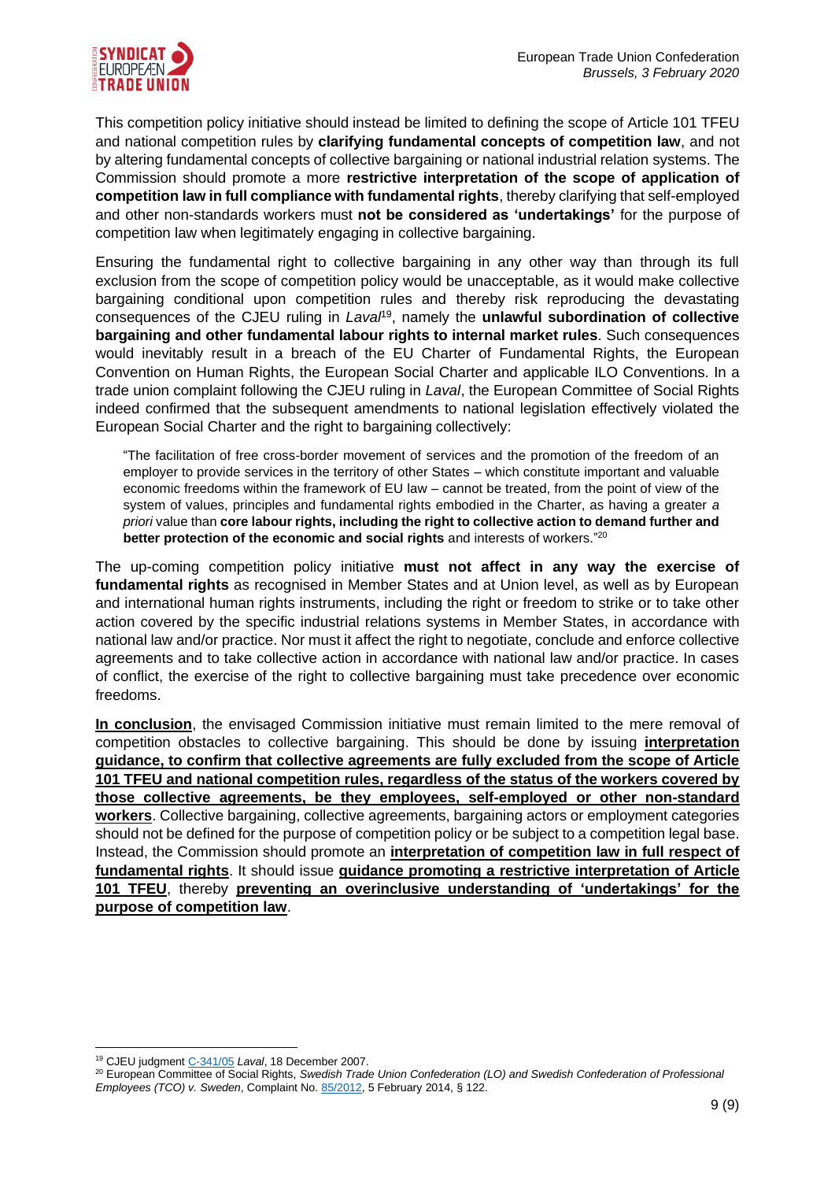This competition policy initiative should instead be limited to defining the scope of Article 101 TFEU and national competition rules by **clarifying fundamental concepts of competition law**, and not by altering fundamental concepts of collective bargaining or national industrial relation systems. The Commission should promote a more **restrictive interpretation of the scope of application of competition law in full compliance with fundamental rights**, thereby clarifying that self-employed and other non-standards workers must **not be considered as 'undertakings'** for the purpose of competition law when legitimately engaging in collective bargaining.

Ensuring the fundamental right to collective bargaining in any other way than through its full exclusion from the scope of competition policy would be unacceptable, as it would make collective bargaining conditional upon competition rules and thereby risk reproducing the devastating consequences of the CJEU ruling in *Laval*[19], namely the **unlawful subordination of collective bargaining and other fundamental labour rights to internal market rules**. Such consequences would inevitably result in a breach of the EU Charter of Fundamental Rights, the European Convention on Human Rights, the European Social Charter and applicable ILO Conventions. In a trade union complaint following the CJEU ruling in *Laval*, the European Committee of Social Rights indeed confirmed that the subsequent amendments to national legislation effectively violated the European Social Charter and the right to bargaining collectively:

> "The facilitation of free cross-border movement of services and the promotion of the freedom of an employer to provide services in the territory of other States – which constitute important and valuable economic freedoms within the framework of EU law – cannot be treated, from the point of view of the system of values, principles and fundamental rights embodied in the Charter, as having a greater *a priori* value than **core labour rights, including the right to collective action to demand further and better protection of the economic and social rights** and interests of workers."[20]

The up-coming competition policy initiative **must not affect in any way the exercise of fundamental rights** as recognised in Member States and at Union level, as well as by European and international human rights instruments, including the right or freedom to strike or to take other action covered by the specific industrial relations systems in Member States, in accordance with national law and/or practice. Nor must it affect the right to negotiate, conclude and enforce collective agreements and to take collective action in accordance with national law and/or practice. In cases of conflict, the exercise of the right to collective bargaining must take precedence over economic freedoms.

**In conclusion**, the envisaged Commission initiative must remain limited to the mere removal of competition obstacles to collective bargaining. This should be done by issuing **interpretation guidance, to confirm that collective agreements are fully excluded from the scope of Article 101 TFEU and national competition rules, regardless of the status of the workers covered by those collective agreements, be they employees, self-employed or other non-standard workers**. Collective bargaining, collective agreements, bargaining actors or employment categories should not be defined for the purpose of competition policy or be subject to a competition legal base. Instead, the Commission should promote an **interpretation of competition law in full respect of fundamental rights**. It should issue **guidance promoting a restrictive interpretation of Article 101 TFEU**, thereby **preventing an overinclusive understanding of 'undertakings' for the purpose of competition law**.

---

[19] CJEU judgment C-341/05 *Laval*, 18 December 2007.

[20] European Committee of Social Rights, *Swedish Trade Union Confederation (LO) and Swedish Confederation of Professional Employees (TCO) v. Sweden*, Complaint No. 85/2012, 5 February 2014, § 122.